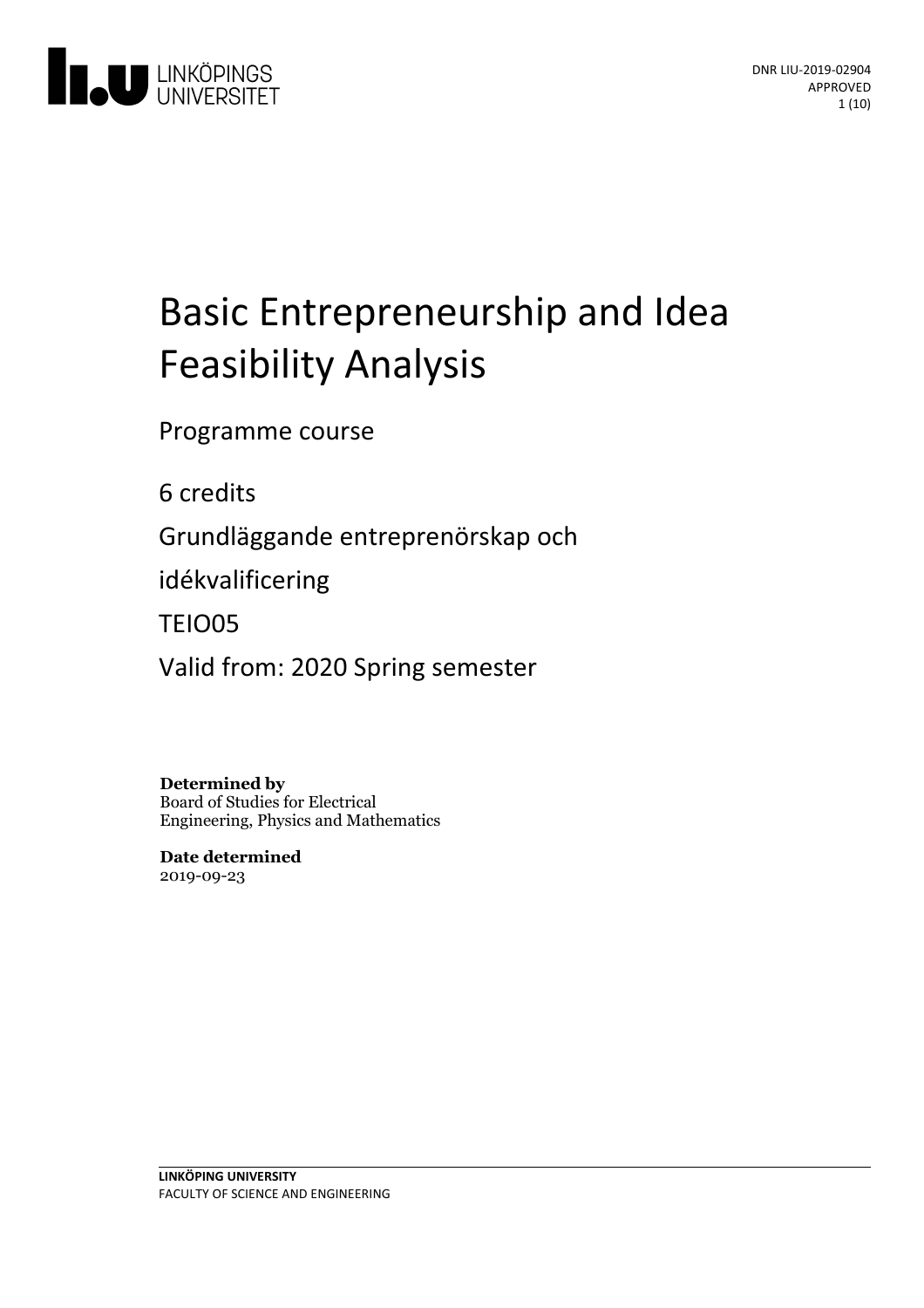DNR LIU-2019-02904
APPROVED

# Basic Entrepreneurship and Idea Feasibility Analysis

Programme course

6 credits

Grundläggande entreprenörskap och idékvalificering

TEIO05

Valid from: 2020 Spring semester

**Determined by**
Board of Studies for Electrical Engineering, Physics and Mathematics

**Date determined**
2019-09-23

**LINKÖPING UNIVERSITY**
FACULTY OF SCIENCE AND ENGINEERING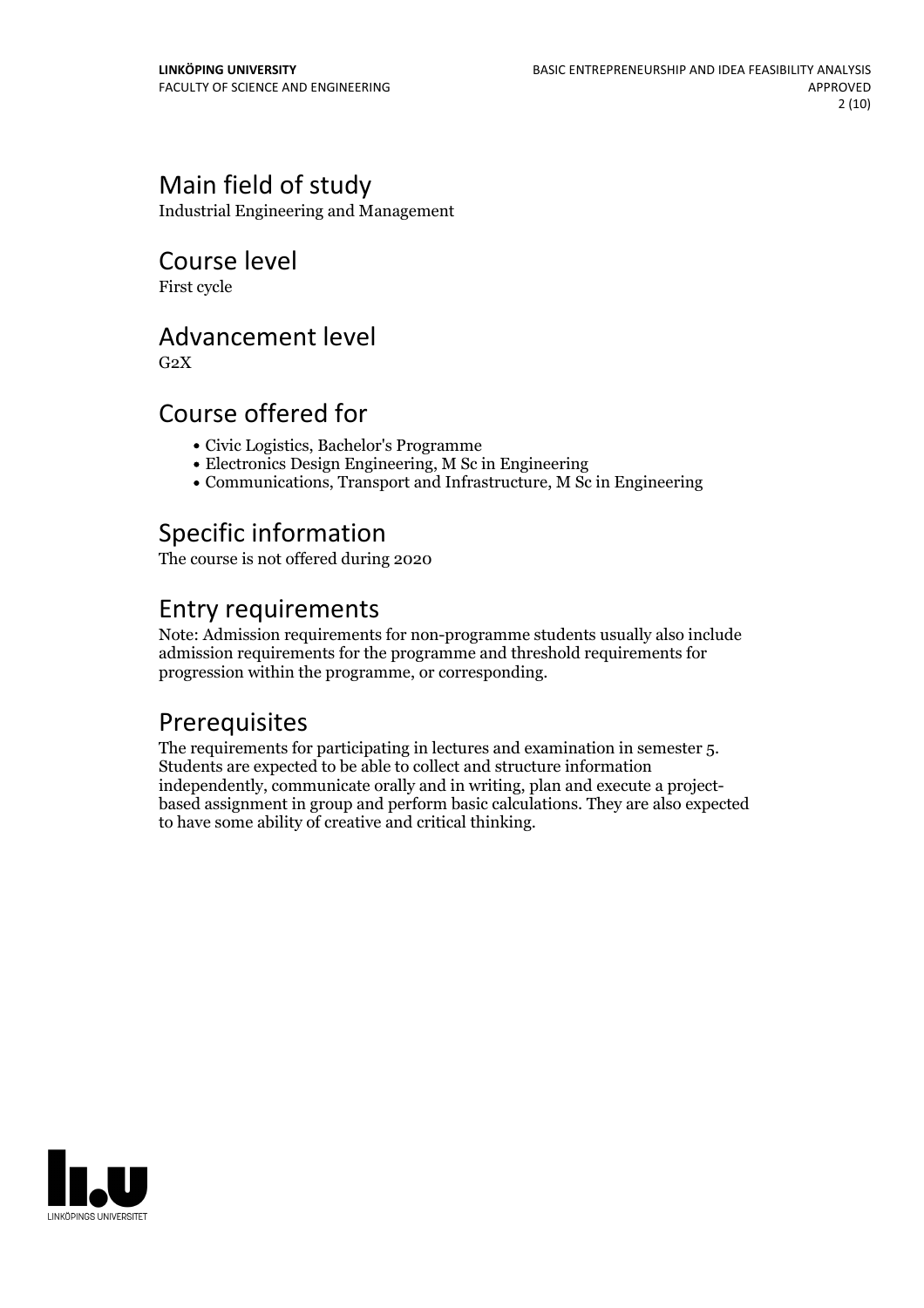## Main field of study

Industrial Engineering and Management

## Course level

First cycle

## Advancement level

G2X

## Course offered for

- Civic Logistics, Bachelor's Programme
- Electronics Design Engineering, M Sc in Engineering
- Communications, Transport and Infrastructure, M Sc in Engineering

## Specific information

The course is not offered during 2020

## Entry requirements

Note: Admission requirements for non-programme students usually also include admission requirements for the programme and threshold requirements for progression within the programme, or corresponding.

## Prerequisites

The requirements for participating in lectures and examination in semester 5. Students are expected to be able to collect and structure information independently, communicate orally and in writing, plan and execute a project-based assignment in group and perform basic calculations. They are also expected to have some ability of creative and critical thinking.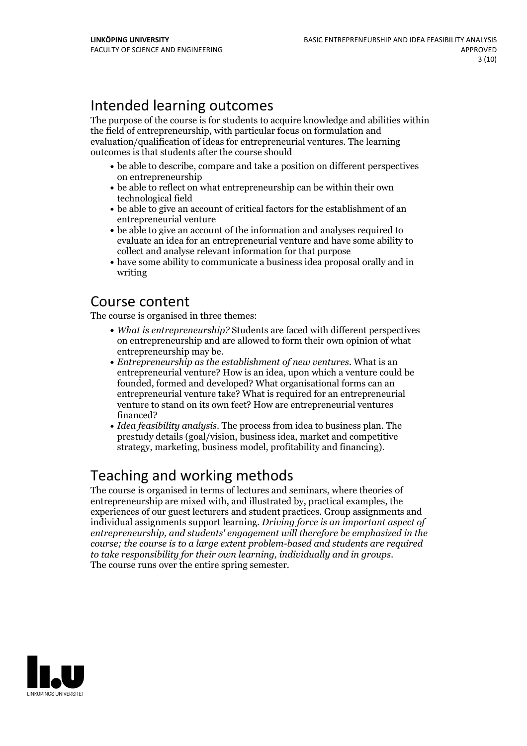# Intended learning outcomes

The purpose of the course is for students to acquire knowledge and abilities within the field of entrepreneurship, with particular focus on formulation and evaluation/qualification of ideas for entrepreneurial ventures. The learning outcomes is that students after the course should

- be able to describe, compare and take a position on different perspectives on entrepreneurship
- be able to reflect on what entrepreneurship can be within their own technological field
- be able to give an account of critical factors for the establishment of an entrepreneurial venture
- be able to give an account of the information and analyses required to evaluate an idea for an entrepreneurial venture and have some ability to collect and analyse relevant information for that purpose
- have some ability to communicate a business idea proposal orally and in writing

# Course content

The course is organised in three themes:

- *What is entrepreneurship?* Students are faced with different perspectives on entrepreneurship and are allowed to form their own opinion of what entrepreneurship may be.
- *Entrepreneurship as the establishment of new ventures*. What is an entrepreneurial venture? How is an idea, upon which a venture could be founded, formed and developed? What organisational forms can an entrepreneurial venture take? What is required for an entrepreneurial venture to stand on its own feet? How are entrepreneurial ventures financed?
- *Idea feasibility analysis*. The process from idea to business plan. The prestudy details (goal/vision, business idea, market and competitive strategy, marketing, business model, profitability and financing).

# Teaching and working methods

The course is organised in terms of lectures and seminars, where theories of entrepreneurship are mixed with, and illustrated by, practical examples, the experiences of our guest lecturers and student practices. Group assignments and individual assignments support learning. *Driving force is an important aspect of entrepreneurship, and students' engagement will therefore be emphasized in the course; the course is to a large extent problem-based and students are required to take responsibility for their own learning, individually and in groups.*
The course runs over the entire spring semester.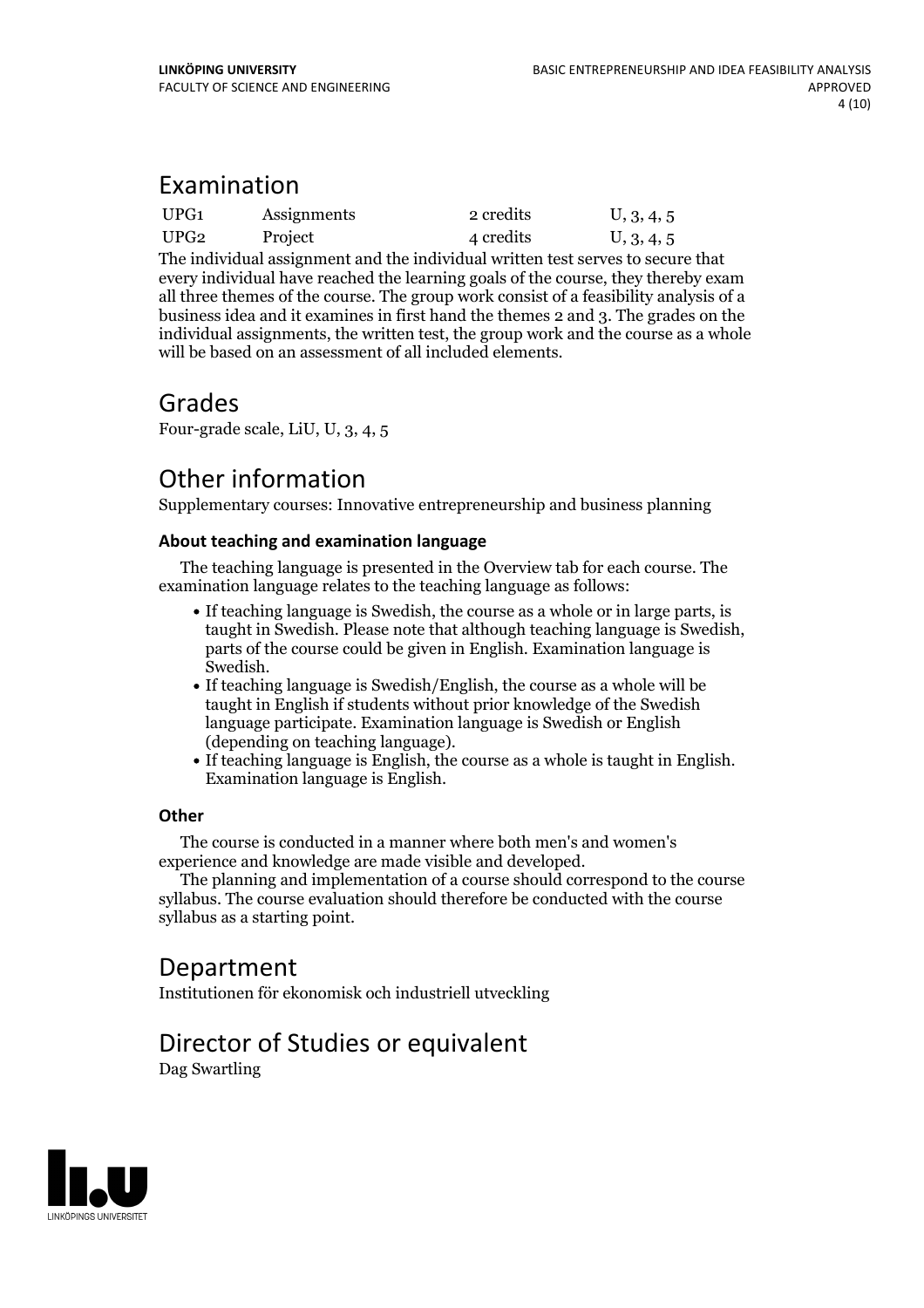## Examination

| UPG1 | Assignments | 2 credits | U, 3, 4, 5 |
|---|---|---|---|
| UPG2 | Project | 4 credits | U, 3, 4, 5 |

The individual assignment and the individual written test serves to secure that every individual have reached the learning goals of the course, they thereby exam all three themes of the course. The group work consist of a feasibility analysis of a business idea and it examines in first hand the themes 2 and 3. The grades on the individual assignments, the written test, the group work and the course as a whole will be based on an assessment of all included elements.

## Grades

Four-grade scale, LiU, U, 3, 4, 5

## Other information

Supplementary courses: Innovative entrepreneurship and business planning

### About teaching and examination language

The teaching language is presented in the Overview tab for each course. The examination language relates to the teaching language as follows:

- If teaching language is Swedish, the course as a whole or in large parts, is taught in Swedish. Please note that although teaching language is Swedish, parts of the course could be given in English. Examination language is Swedish.
- If teaching language is Swedish/English, the course as a whole will be taught in English if students without prior knowledge of the Swedish language participate. Examination language is Swedish or English (depending on teaching language).
- If teaching language is English, the course as a whole is taught in English. Examination language is English.

### Other

The course is conducted in a manner where both men's and women's experience and knowledge are made visible and developed.

The planning and implementation of a course should correspond to the course syllabus. The course evaluation should therefore be conducted with the course syllabus as a starting point.

## Department

Institutionen för ekonomisk och industriell utveckling

## Director of Studies or equivalent

Dag Swartling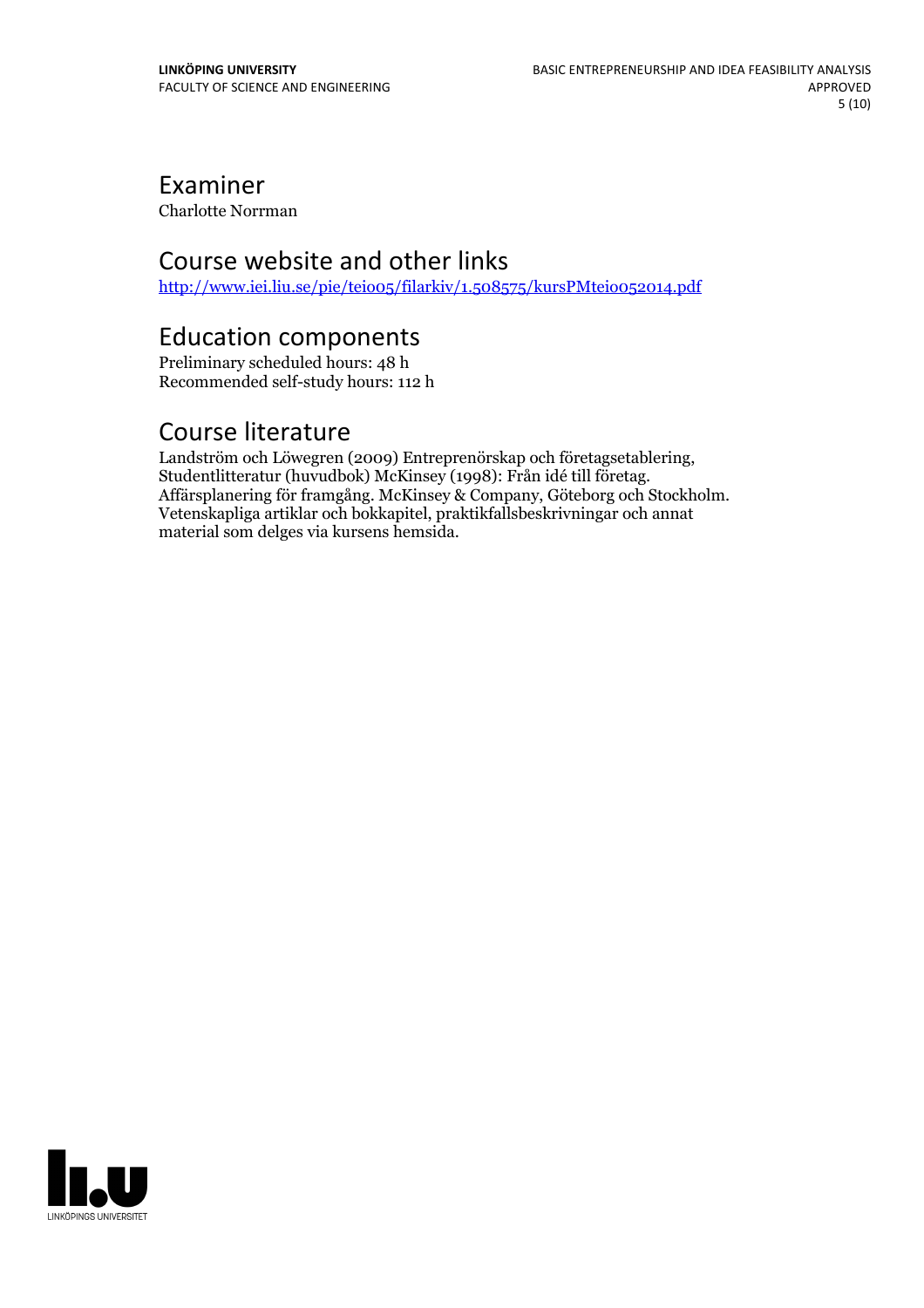## Examiner

Charlotte Norrman

## Course website and other links

http://www.iei.liu.se/pie/teio05/filarkiv/1.508575/kursPMteio052014.pdf

## Education components

Preliminary scheduled hours: 48 h
Recommended self-study hours: 112 h

## Course literature

Landström och Löwegren (2009) Entreprenörskap och företagsetablering, Studentlitteratur (huvudbok) McKinsey (1998): Från idé till företag. Affärsplanering för framgång. McKinsey & Company, Göteborg och Stockholm. Vetenskapliga artiklar och bokkapitel, praktikfallsbeskrivningar och annat material som delges via kursens hemsida.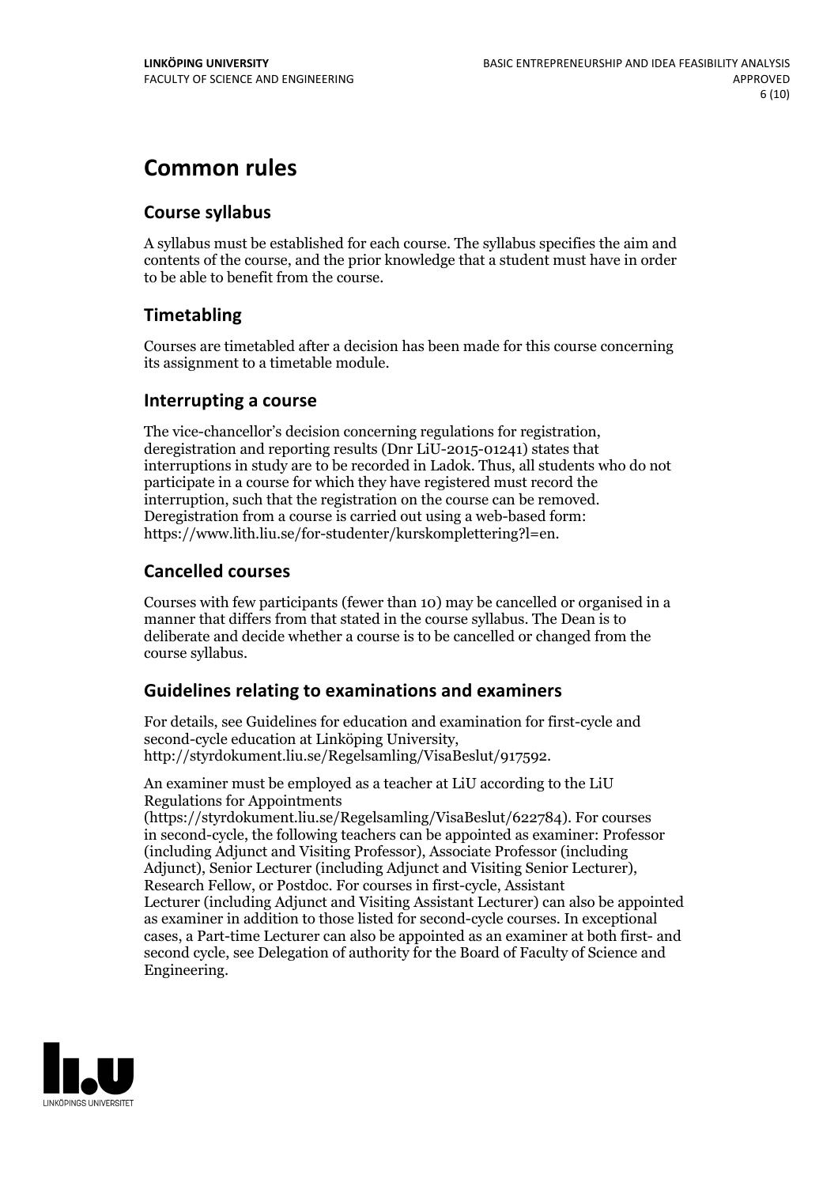# Common rules

## Course syllabus

A syllabus must be established for each course. The syllabus specifies the aim and contents of the course, and the prior knowledge that a student must have in order to be able to benefit from the course.

## Timetabling

Courses are timetabled after a decision has been made for this course concerning its assignment to a timetable module.

## Interrupting a course

The vice-chancellor's decision concerning regulations for registration, deregistration and reporting results (Dnr LiU-2015-01241) states that interruptions in study are to be recorded in Ladok. Thus, all students who do not participate in a course for which they have registered must record the interruption, such that the registration on the course can be removed. Deregistration from a course is carried out using a web-based form: https://www.lith.liu.se/for-studenter/kurskomplettering?l=en.

## Cancelled courses

Courses with few participants (fewer than 10) may be cancelled or organised in a manner that differs from that stated in the course syllabus. The Dean is to deliberate and decide whether a course is to be cancelled or changed from the course syllabus.

## Guidelines relating to examinations and examiners

For details, see Guidelines for education and examination for first-cycle and second-cycle education at Linköping University, http://styrdokument.liu.se/Regelsamling/VisaBeslut/917592.

An examiner must be employed as a teacher at LiU according to the LiU Regulations for Appointments (https://styrdokument.liu.se/Regelsamling/VisaBeslut/622784). For courses in second-cycle, the following teachers can be appointed as examiner: Professor (including Adjunct and Visiting Professor), Associate Professor (including Adjunct), Senior Lecturer (including Adjunct and Visiting Senior Lecturer), Research Fellow, or Postdoc. For courses in first-cycle, Assistant Lecturer (including Adjunct and Visiting Assistant Lecturer) can also be appointed as examiner in addition to those listed for second-cycle courses. In exceptional cases, a Part-time Lecturer can also be appointed as an examiner at both first- and second cycle, see Delegation of authority for the Board of Faculty of Science and Engineering.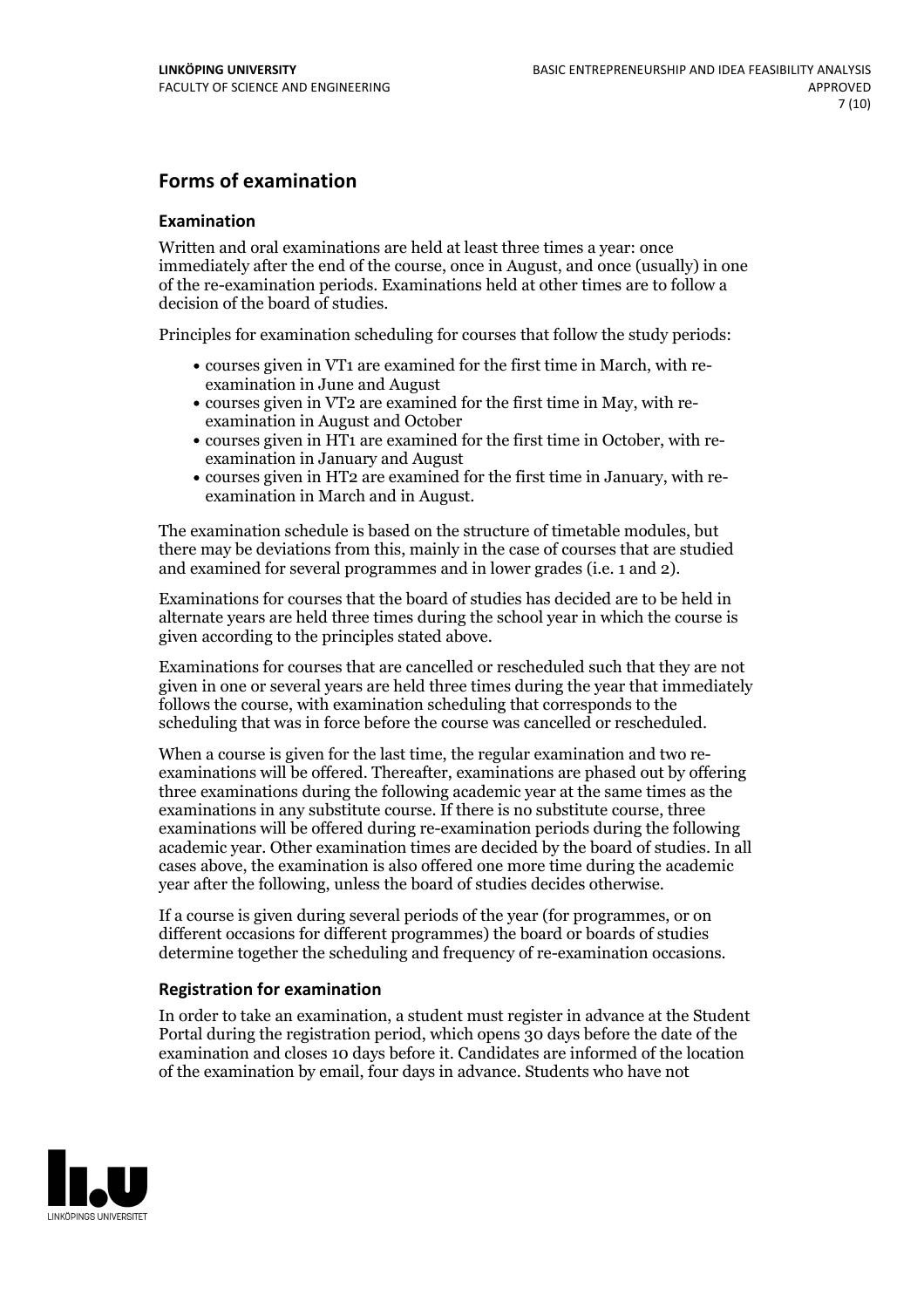## Forms of examination

### Examination

Written and oral examinations are held at least three times a year: once immediately after the end of the course, once in August, and once (usually) in one of the re-examination periods. Examinations held at other times are to follow a decision of the board of studies.

Principles for examination scheduling for courses that follow the study periods:

- courses given in VT1 are examined for the first time in March, with re-examination in June and August
- courses given in VT2 are examined for the first time in May, with re-examination in August and October
- courses given in HT1 are examined for the first time in October, with re-examination in January and August
- courses given in HT2 are examined for the first time in January, with re-examination in March and in August.

The examination schedule is based on the structure of timetable modules, but there may be deviations from this, mainly in the case of courses that are studied and examined for several programmes and in lower grades (i.e. 1 and 2).

Examinations for courses that the board of studies has decided are to be held in alternate years are held three times during the school year in which the course is given according to the principles stated above.

Examinations for courses that are cancelled or rescheduled such that they are not given in one or several years are held three times during the year that immediately follows the course, with examination scheduling that corresponds to the scheduling that was in force before the course was cancelled or rescheduled.

When a course is given for the last time, the regular examination and two re-examinations will be offered. Thereafter, examinations are phased out by offering three examinations during the following academic year at the same times as the examinations in any substitute course. If there is no substitute course, three examinations will be offered during re-examination periods during the following academic year. Other examination times are decided by the board of studies. In all cases above, the examination is also offered one more time during the academic year after the following, unless the board of studies decides otherwise.

If a course is given during several periods of the year (for programmes, or on different occasions for different programmes) the board or boards of studies determine together the scheduling and frequency of re-examination occasions.

### Registration for examination

In order to take an examination, a student must register in advance at the Student Portal during the registration period, which opens 30 days before the date of the examination and closes 10 days before it. Candidates are informed of the location of the examination by email, four days in advance. Students who have not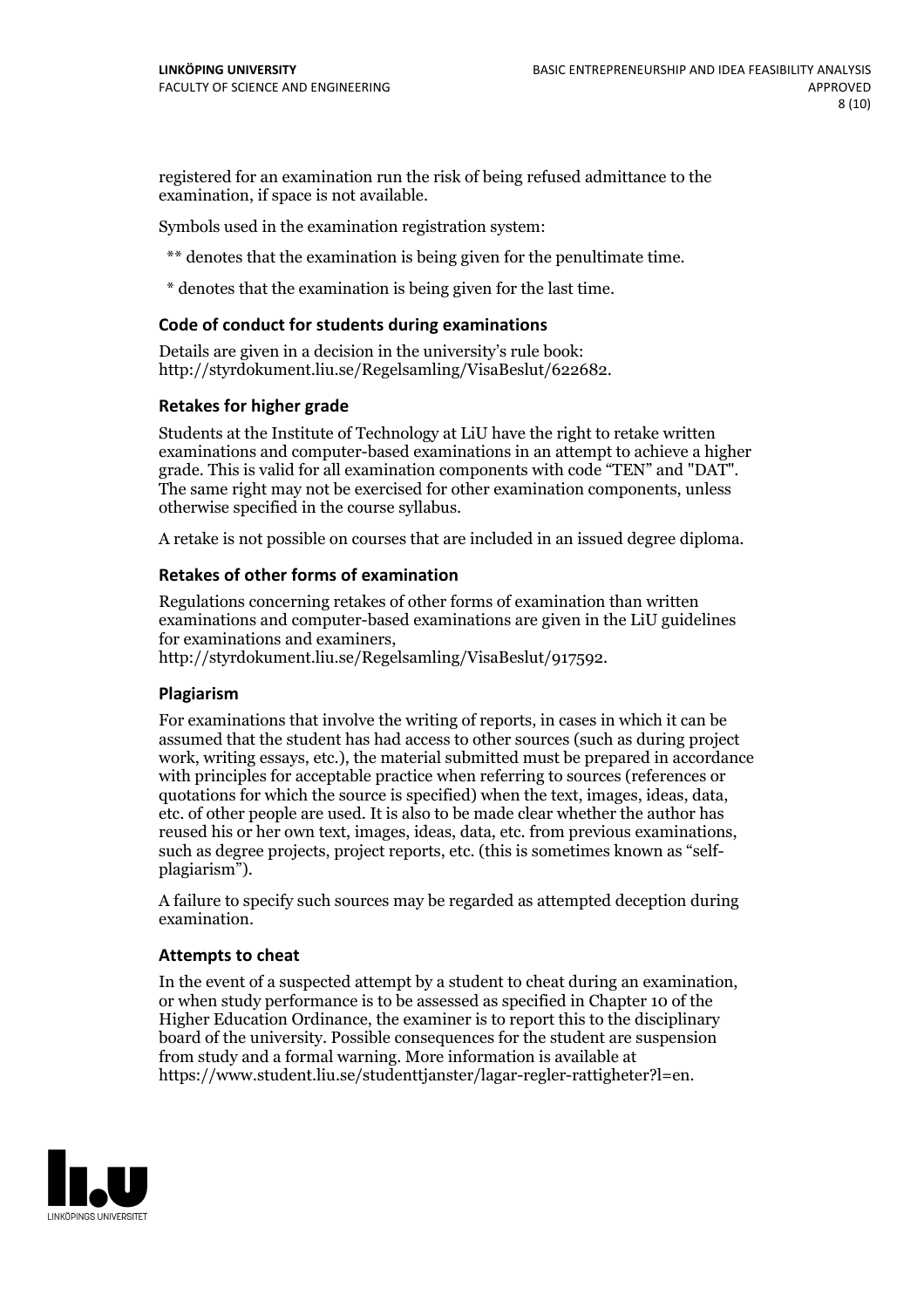registered for an examination run the risk of being refused admittance to the examination, if space is not available.

Symbols used in the examination registration system:

** denotes that the examination is being given for the penultimate time.

* denotes that the examination is being given for the last time.

### Code of conduct for students during examinations

Details are given in a decision in the university's rule book: http://styrdokument.liu.se/Regelsamling/VisaBeslut/622682.

### Retakes for higher grade

Students at the Institute of Technology at LiU have the right to retake written examinations and computer-based examinations in an attempt to achieve a higher grade. This is valid for all examination components with code "TEN" and "DAT". The same right may not be exercised for other examination components, unless otherwise specified in the course syllabus.

A retake is not possible on courses that are included in an issued degree diploma.

### Retakes of other forms of examination

Regulations concerning retakes of other forms of examination than written examinations and computer-based examinations are given in the LiU guidelines for examinations and examiners, http://styrdokument.liu.se/Regelsamling/VisaBeslut/917592.

### Plagiarism

For examinations that involve the writing of reports, in cases in which it can be assumed that the student has had access to other sources (such as during project work, writing essays, etc.), the material submitted must be prepared in accordance with principles for acceptable practice when referring to sources (references or quotations for which the source is specified) when the text, images, ideas, data, etc. of other people are used. It is also to be made clear whether the author has reused his or her own text, images, ideas, data, etc. from previous examinations, such as degree projects, project reports, etc. (this is sometimes known as "self-plagiarism").

A failure to specify such sources may be regarded as attempted deception during examination.

### Attempts to cheat

In the event of a suspected attempt by a student to cheat during an examination, or when study performance is to be assessed as specified in Chapter 10 of the Higher Education Ordinance, the examiner is to report this to the disciplinary board of the university. Possible consequences for the student are suspension from study and a formal warning. More information is available at https://www.student.liu.se/studenttjanster/lagar-regler-rattigheter?l=en.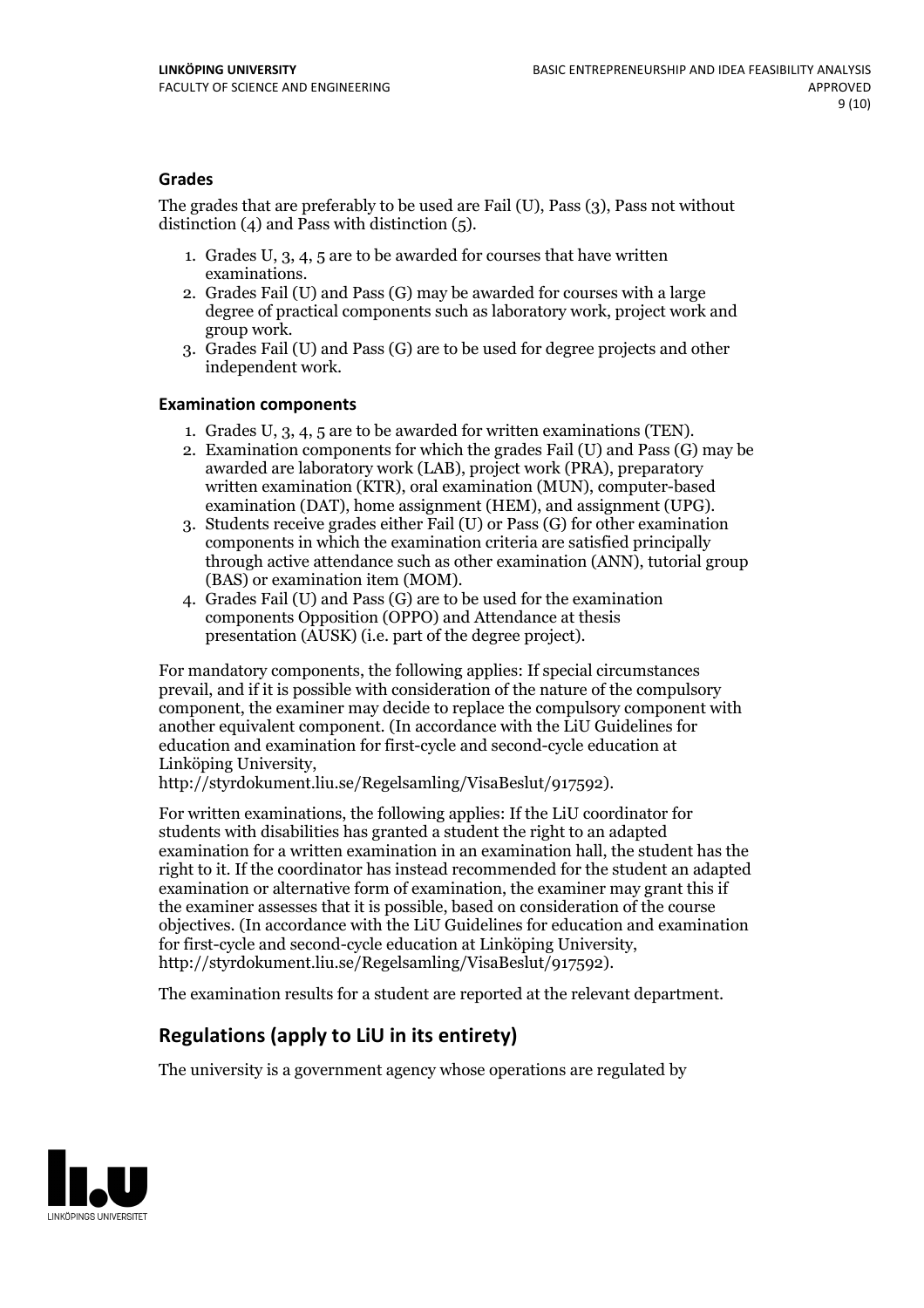### Grades

The grades that are preferably to be used are Fail (U), Pass (3), Pass not without distinction (4) and Pass with distinction (5).

1. Grades U, 3, 4, 5 are to be awarded for courses that have written examinations.
2. Grades Fail (U) and Pass (G) may be awarded for courses with a large degree of practical components such as laboratory work, project work and group work.
3. Grades Fail (U) and Pass (G) are to be used for degree projects and other independent work.

### Examination components

1. Grades U, 3, 4, 5 are to be awarded for written examinations (TEN).
2. Examination components for which the grades Fail (U) and Pass (G) may be awarded are laboratory work (LAB), project work (PRA), preparatory written examination (KTR), oral examination (MUN), computer-based examination (DAT), home assignment (HEM), and assignment (UPG).
3. Students receive grades either Fail (U) or Pass (G) for other examination components in which the examination criteria are satisfied principally through active attendance such as other examination (ANN), tutorial group (BAS) or examination item (MOM).
4. Grades Fail (U) and Pass (G) are to be used for the examination components Opposition (OPPO) and Attendance at thesis presentation (AUSK) (i.e. part of the degree project).

For mandatory components, the following applies: If special circumstances prevail, and if it is possible with consideration of the nature of the compulsory component, the examiner may decide to replace the compulsory component with another equivalent component. (In accordance with the LiU Guidelines for education and examination for first-cycle and second-cycle education at Linköping University, http://styrdokument.liu.se/Regelsamling/VisaBeslut/917592).

For written examinations, the following applies: If the LiU coordinator for students with disabilities has granted a student the right to an adapted examination for a written examination in an examination hall, the student has the right to it. If the coordinator has instead recommended for the student an adapted examination or alternative form of examination, the examiner may grant this if the examiner assesses that it is possible, based on consideration of the course objectives. (In accordance with the LiU Guidelines for education and examination for first-cycle and second-cycle education at Linköping University, http://styrdokument.liu.se/Regelsamling/VisaBeslut/917592).

The examination results for a student are reported at the relevant department.

## Regulations (apply to LiU in its entirety)

The university is a government agency whose operations are regulated by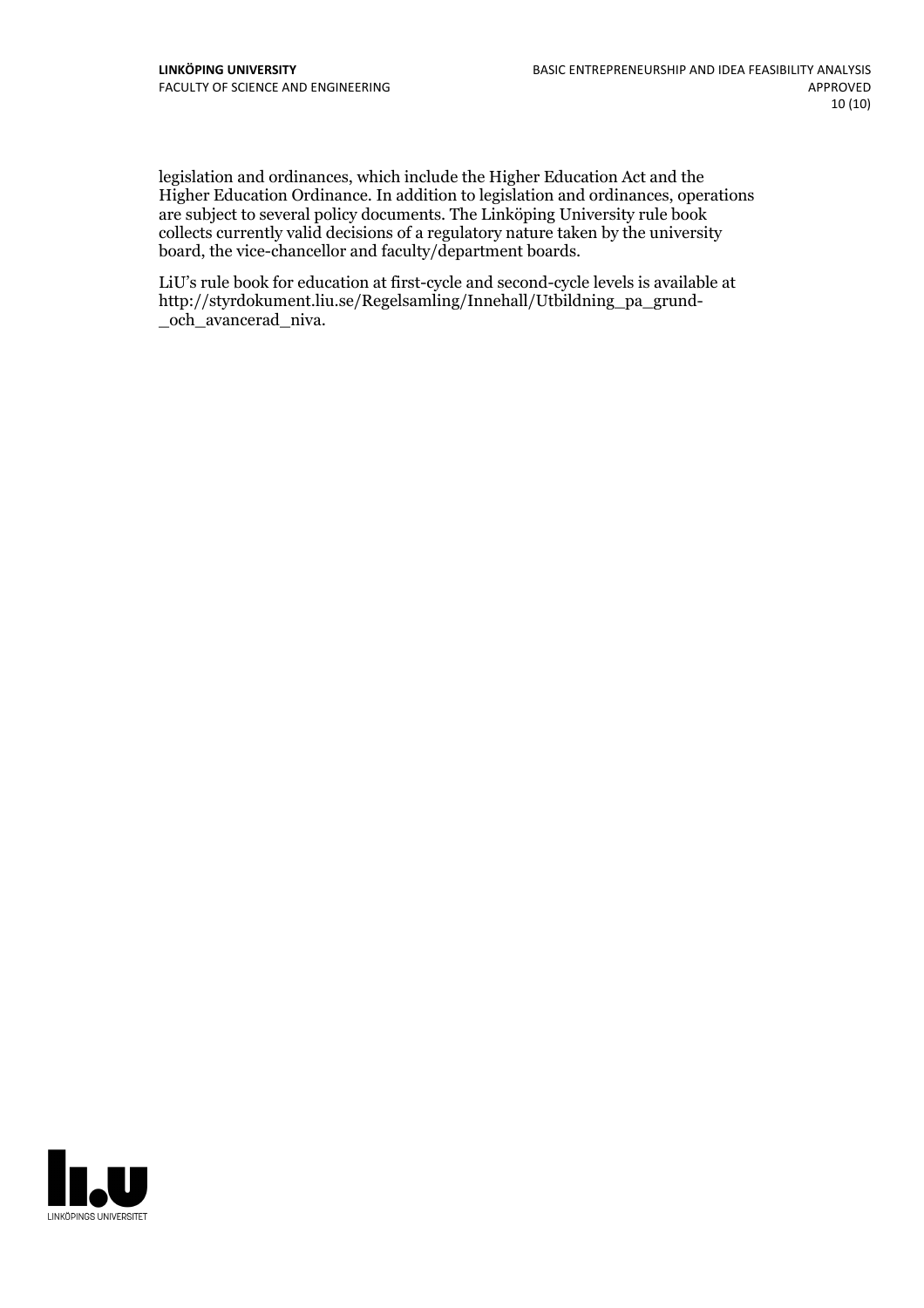legislation and ordinances, which include the Higher Education Act and the Higher Education Ordinance. In addition to legislation and ordinances, operations are subject to several policy documents. The Linköping University rule book collects currently valid decisions of a regulatory nature taken by the university board, the vice-chancellor and faculty/department boards.

LiU's rule book for education at first-cycle and second-cycle levels is available at http://styrdokument.liu.se/Regelsamling/Innehall/Utbildning_pa_grund-_och_avancerad_niva.